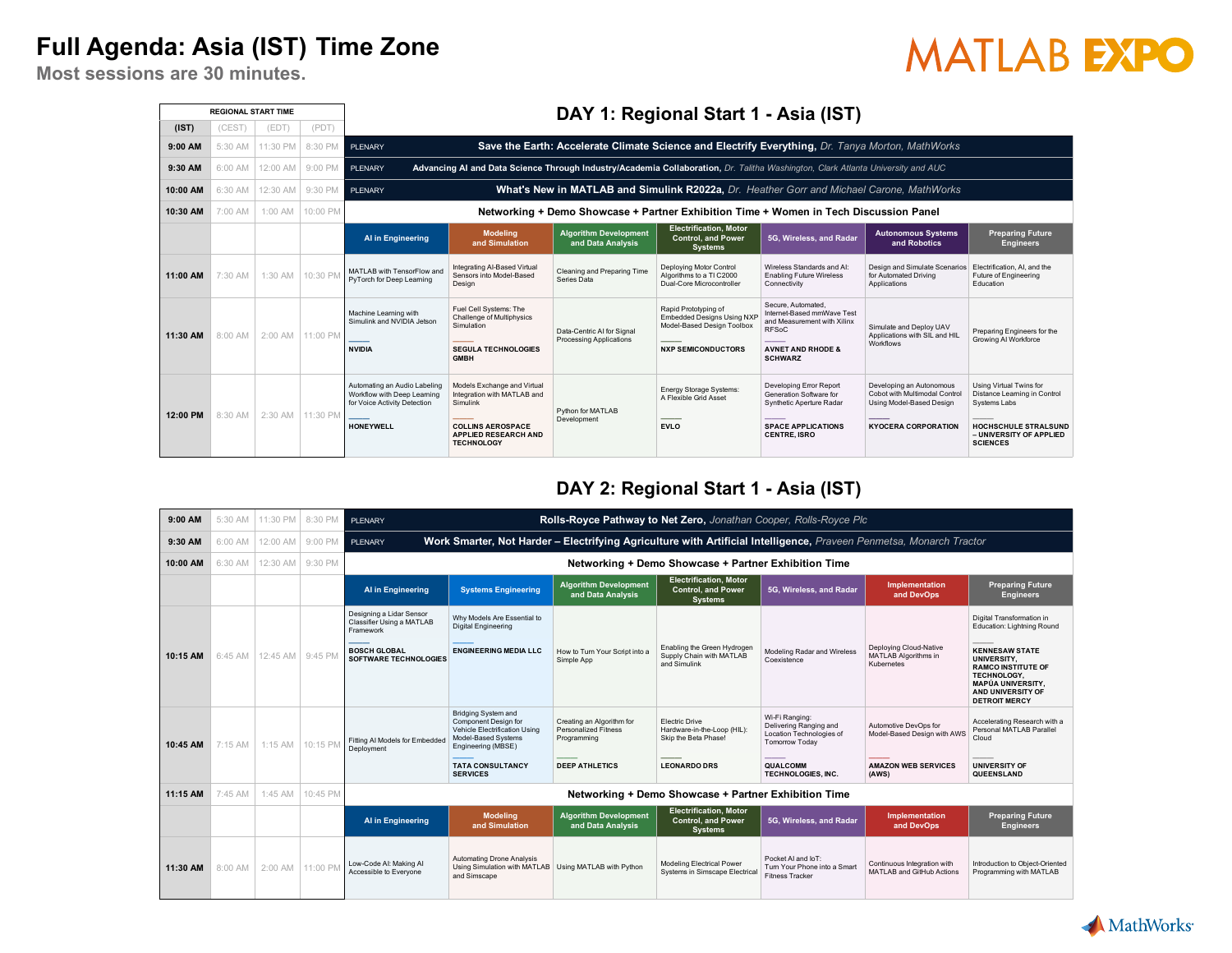# Full Agenda: Asia (IST) Time Zone

**Most sessions are 30 minutes.**

MATLAB EXPO

## DAY 1: Regional Start 1 - Asia (IST)

| (IST) | (CEST) | (EDT) | (PDT) | AI in Engineering | Modeling and Simulation | Algorithm Development and Data Analysis | Electrification, Motor Control, and Power Systems | 5G, Wireless, and Radar | Autonomous Systems and Robotics | Preparing Future Engineers |
|---|---|---|---|---|---|---|---|---|---|---|
| 9:00 AM | 5:30 AM | 11:30 PM | 8:30 PM | PLENARY: **Save the Earth: Accelerate Climate Science and Electrify Everything,** *Dr. Tanya Morton, MathWorks* | | | | | | |
| 9:30 AM | 6:00 AM | 12:00 AM | 9:00 PM | PLENARY: **Advancing AI and Data Science Through Industry/Academia Collaboration,** *Dr. Talitha Washington, Clark Atlanta University and AUC* | | | | | | |
| 10:00 AM | 6:30 AM | 12:30 AM | 9:30 PM | PLENARY: **What's New in MATLAB and Simulink R2022a,** *Dr. Heather Gorr and Michael Carone, MathWorks* | | | | | | |
| 10:30 AM | 7:00 AM | 1:00 AM | 10:00 PM | **Networking + Demo Showcase + Partner Exhibition Time + Women in Tech Discussion Panel** | | | | | | |
| 11:00 AM | 7:30 AM | 1:30 AM | 10:30 PM | MATLAB with TensorFlow and PyTorch for Deep Learning | Integrating AI-Based Virtual Sensors into Model-Based Design | Cleaning and Preparing Time Series Data | Deploying Motor Control Algorithms to a TI C2000 Dual-Core Microcontroller | Wireless Standards and AI: Enabling Future Wireless Connectivity | Design and Simulate Scenarios for Automated Driving Applications | Electrification, AI, and the Future of Engineering Education |
| 11:30 AM | 8:00 AM | 2:00 AM | 11:00 PM | Machine Learning with Simulink and NVIDIA Jetson — **NVIDIA** | Fuel Cell Systems: The Challenge of Multiphysics Simulation — **SEGULA TECHNOLOGIES GMBH** | Data-Centric AI for Signal Processing Applications | Rapid Prototyping of Embedded Designs Using NXP Model-Based Design Toolbox — **NXP SEMICONDUCTORS** | Secure, Automated, Internet-Based mmWave Test and Measurement with Xilinx RFSoC — **AVNET AND RHODE & SCHWARZ** | Simulate and Deploy UAV Applications with SIL and HIL Workflows | Preparing Engineers for the Growing AI Workforce |
| 12:00 PM | 8:30 AM | 2:30 AM | 11:30 PM | Automating an Audio Labeling Workflow with Deep Learning for Voice Activity Detection — **HONEYWELL** | Models Exchange and Virtual Integration with MATLAB and Simulink — **COLLINS AEROSPACE APPLIED RESEARCH AND TECHNOLOGY** | Python for MATLAB Development | Energy Storage Systems: A Flexible Grid Asset — **EVLO** | Developing Error Report Generation Software for Synthetic Aperture Radar — **SPACE APPLICATIONS CENTRE, ISRO** | Developing an Autonomous Cobot with Multimodal Control Using Model-Based Design — **KYOCERA CORPORATION** | Using Virtual Twins for Distance Learning in Control Systems Labs — **HOCHSCHULE STRALSUND – UNIVERSITY OF APPLIED SCIENCES** |

## DAY 2: Regional Start 1 - Asia (IST)

| (IST) | (CEST) | (EDT) | (PDT) | | | | | | | |
|---|---|---|---|---|---|---|---|---|---|---|
| 9:00 AM | 5:30 AM | 11:30 PM | 8:30 PM | PLENARY: **Rolls-Royce Pathway to Net Zero,** *Jonathan Cooper, Rolls-Royce Plc* | | | | | | |
| 9:30 AM | 6:00 AM | 12:00 AM | 9:00 PM | PLENARY: **Work Smarter, Not Harder – Electrifying Agriculture with Artificial Intelligence,** *Praveen Penmetsa, Monarch Tractor* | | | | | | |
| 10:00 AM | 6:30 AM | 12:30 AM | 9:30 PM | **Networking + Demo Showcase + Partner Exhibition Time** | | | | | | |
| | | | | **AI in Engineering** | **Systems Engineering** | **Algorithm Development and Data Analysis** | **Electrification, Motor Control, and Power Systems** | **5G, Wireless, and Radar** | **Implementation and DevOps** | **Preparing Future Engineers** |
| 10:15 AM | 6:45 AM | 12:45 AM | 9:45 PM | Designing a Lidar Sensor Classifier Using a MATLAB Framework — **BOSCH GLOBAL SOFTWARE TECHNOLOGIES** | Why Models Are Essential to Digital Engineering — **ENGINEERING MEDIA LLC** | How to Turn Your Script into a Simple App | Enabling the Green Hydrogen Supply Chain with MATLAB and Simulink | Modeling Radar and Wireless Coexistence | Deploying Cloud-Native MATLAB Algorithms in Kubernetes | Digital Transformation in Education: Lightning Round — **KENNESAW STATE UNIVERSITY, RAMCO INSTITUTE OF TECHNOLOGY, MAPÚA UNIVERSITY, AND UNIVERSITY OF DETROIT MERCY** |
| 10:45 AM | 7:15 AM | 1:15 AM | 10:15 PM | Fitting AI Models for Embedded Deployment | Bridging System and Component Design for Vehicle Electrification Using Model-Based Systems Engineering (MBSE) — **TATA CONSULTANCY SERVICES** | Creating an Algorithm for Personalized Fitness Programming — **DEEP ATHLETICS** | Electric Drive Hardware-in-the-Loop (HIL): Skip the Beta Phase! — **LEONARDO DRS** | Wi-Fi Ranging: Delivering Ranging and Location Technologies of Tomorrow Today — **QUALCOMM TECHNOLOGIES, INC.** | Automotive DevOps for Model-Based Design with AWS — **AMAZON WEB SERVICES (AWS)** | Accelerating Research with a Personal MATLAB Parallel Cloud — **UNIVERSITY OF QUEENSLAND** |
| 11:15 AM | 7:45 AM | 1:45 AM | 10:45 PM | **Networking + Demo Showcase + Partner Exhibition Time** | | | | | | |
| | | | | **AI in Engineering** | **Modeling and Simulation** | **Algorithm Development and Data Analysis** | **Electrification, Motor Control, and Power Systems** | **5G, Wireless, and Radar** | **Implementation and DevOps** | **Preparing Future Engineers** |
| 11:30 AM | 8:00 AM | 2:00 AM | 11:00 PM | Low-Code AI: Making AI Accessible to Everyone | Automating Drone Analysis Using Simulation with MATLAB and Simscape | Using MATLAB with Python | Modeling Electrical Power Systems in Simscape Electrical | Pocket AI and IoT: Turn Your Phone into a Smart Fitness Tracker | Continuous Integration with MATLAB and GitHub Actions | Introduction to Object-Oriented Programming with MATLAB |

MathWorks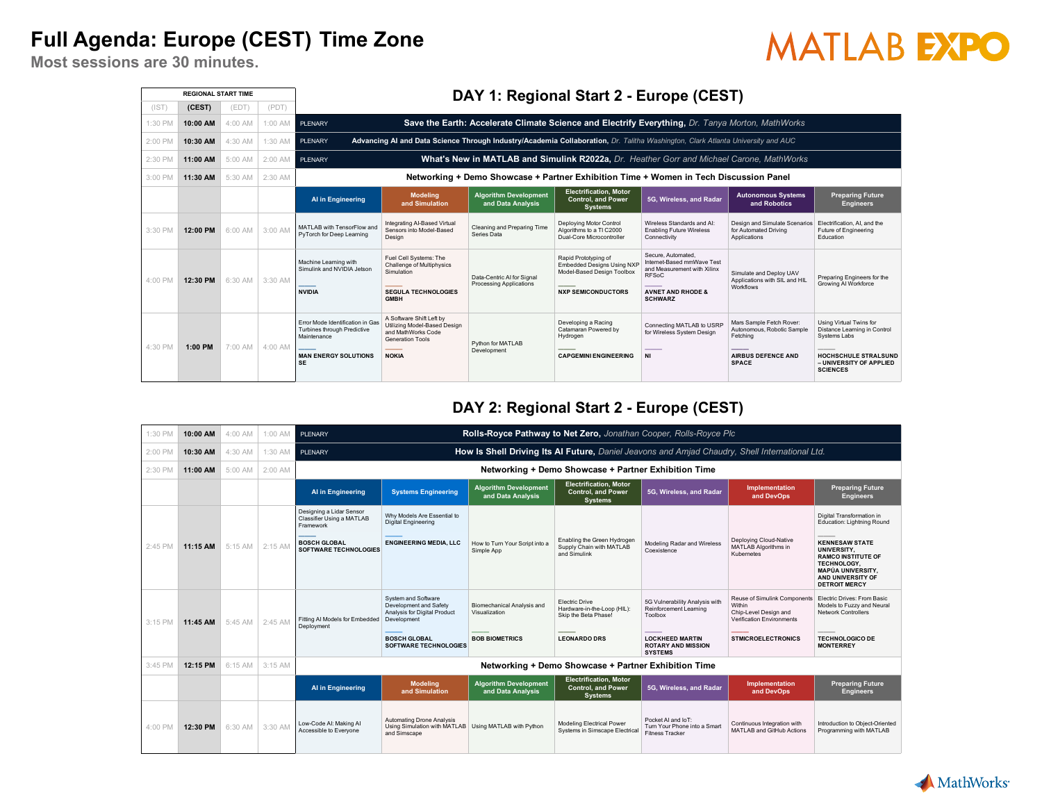# Full Agenda: Europe (CEST) Time Zone

**Most sessions are 30 minutes.**

MATLAB EXPO

## DAY 1: Regional Start 2 - Europe (CEST)

| (IST) | (CEST) | (EDT) | (PDT) | | | | | | | |
|---|---|---|---|---|---|---|---|---|---|---|
| 1:30 PM | **10:00 AM** | 4:00 AM | 1:00 AM | PLENARY | **Save the Earth: Accelerate Climate Science and Electrify Everything,** *Dr. Tanya Morton, MathWorks* | | | | | |
| 2:00 PM | **10:30 AM** | 4:30 AM | 1:30 AM | PLENARY | **Advancing AI and Data Science Through Industry/Academia Collaboration,** *Dr. Talitha Washington, Clark Atlanta University and AUC* | | | | | |
| 2:30 PM | **11:00 AM** | 5:00 AM | 2:00 AM | PLENARY | **What's New in MATLAB and Simulink R2022a,** *Dr. Heather Gorr and Michael Carone, MathWorks* | | | | | |
| 3:00 PM | **11:30 AM** | 5:30 AM | 2:30 AM | **Networking + Demo Showcase + Partner Exhibition Time + Women in Tech Discussion Panel** | | | | | | |
| | | | | **AI in Engineering** | **Modeling and Simulation** | **Algorithm Development and Data Analysis** | **Electrification, Motor Control, and Power Systems** | **5G, Wireless, and Radar** | **Autonomous Systems and Robotics** | **Preparing Future Engineers** |
| 3:30 PM | **12:00 PM** | 6:00 AM | 3:00 AM | MATLAB with TensorFlow and PyTorch for Deep Learning | Integrating AI-Based Virtual Sensors into Model-Based Design | Cleaning and Preparing Time Series Data | Deploying Motor Control Algorithms to a TI C2000 Dual-Core Microcontroller | Wireless Standards and AI: Enabling Future Wireless Connectivity | Design and Simulate Scenarios for Automated Driving Applications | Electrification, AI, and the Future of Engineering Education |
| 4:00 PM | **12:30 PM** | 6:30 AM | 3:30 AM | Machine Learning with Simulink and NVIDIA Jetson — **NVIDIA** | Fuel Cell Systems: The Challenge of Multiphysics Simulation — **SEGULA TECHNOLOGIES GMBH** | Data-Centric AI for Signal Processing Applications | Rapid Prototyping of Embedded Designs Using NXP Model-Based Design Toolbox — **NXP SEMICONDUCTORS** | Secure, Automated, Internet-Based mmWave Test and Measurement with Xilinx RFSoC — **AVNET AND RHODE & SCHWARZ** | Simulate and Deploy UAV Applications with SIL and HIL Workflows | Preparing Engineers for the Growing AI Workforce |
| 4:30 PM | **1:00 PM** | 7:00 AM | 4:00 AM | Error Mode Identification in Gas Turbines through Predictive Maintenance — **MAN ENERGY SOLUTIONS SE** | A Software Shift Left by Utilizing Model-Based Design and MathWorks Code Generation Tools — **NOKIA** | Python for MATLAB Development | Developing a Racing Catamaran Powered by Hydrogen — **CAPGEMINI ENGINEERING** | Connecting MATLAB to USRP for Wireless System Design — **NI** | Mars Sample Fetch Rover: Autonomous, Robotic Sample Fetching — **AIRBUS DEFENCE AND SPACE** | Using Virtual Twins for Distance Learning in Control Systems Labs — **HOCHSCHULE STRALSUND – UNIVERSITY OF APPLIED SCIENCES** |

## DAY 2: Regional Start 2 - Europe (CEST)

| (IST) | (CEST) | (EDT) | (PDT) | | | | | | | |
|---|---|---|---|---|---|---|---|---|---|---|
| 1:30 PM | **10:00 AM** | 4:00 AM | 1:00 AM | PLENARY | **Rolls-Royce Pathway to Net Zero,** *Jonathan Cooper, Rolls-Royce Plc* | | | | | |
| 2:00 PM | **10:30 AM** | 4:30 AM | 1:30 AM | PLENARY | **How Is Shell Driving Its AI Future,** *Daniel Jeavons and Amjad Chaudry, Shell International Ltd.* | | | | | |
| 2:30 PM | **11:00 AM** | 5:00 AM | 2:00 AM | **Networking + Demo Showcase + Partner Exhibition Time** | | | | | | |
| | | | | **AI in Engineering** | **Systems Engineering** | **Algorithm Development and Data Analysis** | **Electrification, Motor Control, and Power Systems** | **5G, Wireless, and Radar** | **Implementation and DevOps** | **Preparing Future Engineers** |
| 2:45 PM | **11:15 AM** | 5:15 AM | 2:15 AM | Designing a Lidar Sensor Classifier Using a MATLAB Framework — **BOSCH GLOBAL SOFTWARE TECHNOLOGIES** | Why Models Are Essential to Digital Engineering — **ENGINEERING MEDIA, LLC** | How to Turn Your Script into a Simple App | Enabling the Green Hydrogen Supply Chain with MATLAB and Simulink | Modeling Radar and Wireless Coexistence | Deploying Cloud-Native MATLAB Algorithms in Kubernetes | Digital Transformation in Education: Lightning Round — **KENNESAW STATE UNIVERSITY, RAMCO INSTITUTE OF TECHNOLOGY, MAPÚA UNIVERSITY, AND UNIVERSITY OF DETROIT MERCY** |
| 3:15 PM | **11:45 AM** | 5:45 AM | 2:45 AM | Fitting AI Models for Embedded Deployment | System and Software Development and Safety Analysis for Digital Product Development — **BOSCH GLOBAL SOFTWARE TECHNOLOGIES** | Biomechanical Analysis and Visualization — **BOB BIOMETRICS** | Electric Drive Hardware-in-the-Loop (HIL): Skip the Beta Phase! — **LEONARDO DRS** | 5G Vulnerability Analysis with Reinforcement Learning Toolbox — **LOCKHEED MARTIN ROTARY AND MISSION SYSTEMS** | Reuse of Simulink Components Within Chip-Level Design and Verification Environments — **STMICROELECTRONICS** | Electric Drives: From Basic Models to Fuzzy and Neural Network Controllers — **TECHNOLOGICO DE MONTERREY** |
| 3:45 PM | **12:15 PM** | 6:15 AM | 3:15 AM | **Networking + Demo Showcase + Partner Exhibition Time** | | | | | | |
| | | | | **AI in Engineering** | **Modeling and Simulation** | **Algorithm Development and Data Analysis** | **Electrification, Motor Control, and Power Systems** | **5G, Wireless, and Radar** | **Implementation and DevOps** | **Preparing Future Engineers** |
| 4:00 PM | **12:30 PM** | 6:30 AM | 3:30 AM | Low-Code AI: Making AI Accessible to Everyone | Automating Drone Analysis Using Simulation with MATLAB and Simscape | Using MATLAB with Python | Modeling Electrical Power Systems in Simscape Electrical | Pocket AI and IoT: Turn Your Phone into a Smart Fitness Tracker | Continuous Integration with MATLAB and GitHub Actions | Introduction to Object-Oriented Programming with MATLAB |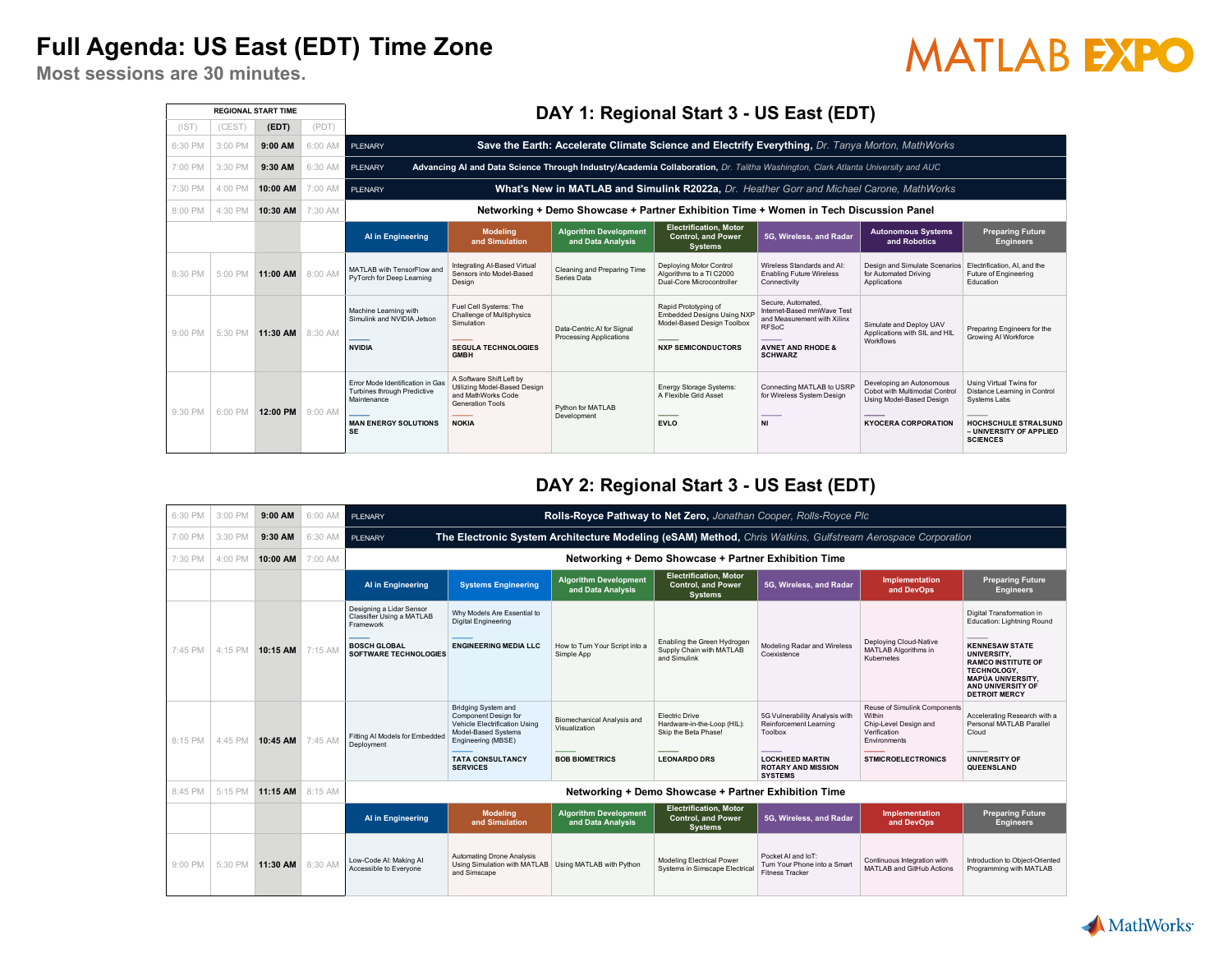# Full Agenda: US East (EDT) Time Zone

**Most sessions are 30 minutes.**

MATLAB EXPO

## DAY 1: Regional Start 3 - US East (EDT)

| (IST) | (CEST) | (EDT) | (PDT) | | | | | | | |
|---|---|---|---|---|---|---|---|---|---|---|
| 6:30 PM | 3:00 PM | **9:00 AM** | 6:00 AM | PLENARY | **Save the Earth: Accelerate Climate Science and Electrify Everything,** *Dr. Tanya Morton, MathWorks* | | | | | |
| 7:00 PM | 3:30 PM | **9:30 AM** | 6:30 AM | PLENARY | **Advancing AI and Data Science Through Industry/Academia Collaboration,** *Dr. Talitha Washington, Clark Atlanta University and AUC* | | | | | |
| 7:30 PM | 4:00 PM | **10:00 AM** | 7:00 AM | PLENARY | **What's New in MATLAB and Simulink R2022a,** *Dr. Heather Gorr and Michael Carone, MathWorks* | | | | | |
| 8:00 PM | 4:30 PM | **10:30 AM** | 7:30 AM | **Networking + Demo Showcase + Partner Exhibition Time + Women in Tech Discussion Panel** | | | | | | |
| | | | | **AI in Engineering** | **Modeling and Simulation** | **Algorithm Development and Data Analysis** | **Electrification, Motor Control, and Power Systems** | **5G, Wireless, and Radar** | **Autonomous Systems and Robotics** | **Preparing Future Engineers** |
| 8:30 PM | 5:00 PM | **11:00 AM** | 8:00 AM | MATLAB with TensorFlow and PyTorch for Deep Learning | Integrating AI-Based Virtual Sensors into Model-Based Design | Cleaning and Preparing Time Series Data | Deploying Motor Control Algorithms to a TI C2000 Dual-Core Microcontroller | Wireless Standards and AI: Enabling Future Wireless Connectivity | Design and Simulate Scenarios for Automated Driving Applications | Electrification, AI, and the Future of Engineering Education |
| 9:00 PM | 5:30 PM | **11:30 AM** | 8:30 AM | Machine Learning with Simulink and NVIDIA Jetson<br>**NVIDIA** | Fuel Cell Systems: The Challenge of Multiphysics Simulation<br>**SEGULA TECHNOLOGIES GMBH** | Data-Centric AI for Signal Processing Applications | Rapid Prototyping of Embedded Designs Using NXP Model-Based Design Toolbox<br>**NXP SEMICONDUCTORS** | Secure, Automated, Internet-Based mmWave Test and Measurement with Xilinx RFSoC<br>**AVNET AND RHODE & SCHWARZ** | Simulate and Deploy UAV Applications with SIL and HIL Workflows | Preparing Engineers for the Growing AI Workforce |
| 9:30 PM | 6:00 PM | **12:00 PM** | 9:00 AM | Error Mode Identification in Gas Turbines through Predictive Maintenance<br>**MAN ENERGY SOLUTIONS SE** | A Software Shift Left by Utilizing Model-Based Design and MathWorks Code Generation Tools<br>**NOKIA** | Python for MATLAB Development | Energy Storage Systems: A Flexible Grid Asset<br>**EVLO** | Connecting MATLAB to USRP for Wireless System Design<br>**NI** | Developing an Autonomous Cobot with Multimodal Control Using Model-Based Design<br>**KYOCERA CORPORATION** | Using Virtual Twins for Distance Learning in Control Systems Labs<br>**HOCHSCHULE STRALSUND – UNIVERSITY OF APPLIED SCIENCES** |

## DAY 2: Regional Start 3 - US East (EDT)

| (IST) | (CEST) | (EDT) | (PDT) | | | | | | | |
|---|---|---|---|---|---|---|---|---|---|---|
| 6:30 PM | 3:00 PM | **9:00 AM** | 6:00 AM | PLENARY | **Rolls-Royce Pathway to Net Zero,** *Jonathan Cooper, Rolls-Royce Plc* | | | | | |
| 7:00 PM | 3:30 PM | **9:30 AM** | 6:30 AM | PLENARY | **The Electronic System Architecture Modeling (eSAM) Method,** *Chris Watkins, Gulfstream Aerospace Corporation* | | | | | |
| 7:30 PM | 4:00 PM | **10:00 AM** | 7:00 AM | **Networking + Demo Showcase + Partner Exhibition Time** | | | | | | |
| | | | | **AI in Engineering** | **Systems Engineering** | **Algorithm Development and Data Analysis** | **Electrification, Motor Control, and Power Systems** | **5G, Wireless, and Radar** | **Implementation and DevOps** | **Preparing Future Engineers** |
| 7:45 PM | 4:15 PM | **10:15 AM** | 7:15 AM | Designing a Lidar Sensor Classifier Using a MATLAB Framework<br>**BOSCH GLOBAL SOFTWARE TECHNOLOGIES** | Why Models Are Essential to Digital Engineering<br>**ENGINEERING MEDIA LLC** | How to Turn Your Script into a Simple App | Enabling the Green Hydrogen Supply Chain with MATLAB and Simulink | Modeling Radar and Wireless Coexistence | Deploying Cloud-Native MATLAB Algorithms in Kubernetes | Digital Transformation in Education: Lightning Round<br>**KENNESAW STATE UNIVERSITY, RAMCO INSTITUTE OF TECHNOLOGY, MAPÚA UNIVERSITY, AND UNIVERSITY OF DETROIT MERCY** |
| 8:15 PM | 4:45 PM | **10:45 AM** | 7:45 AM | Fitting AI Models for Embedded Deployment | Bridging System and Component Design for Vehicle Electrification Using Model-Based Systems Engineering (MBSE)<br>**TATA CONSULTANCY SERVICES** | Biomechanical Analysis and Visualization<br>**BOB BIOMETRICS** | Electric Drive Hardware-in-the-Loop (HIL): Skip the Beta Phase!<br>**LEONARDO DRS** | 5G Vulnerability Analysis with Reinforcement Learning Toolbox<br>**LOCKHEED MARTIN ROTARY AND MISSION SYSTEMS** | Reuse of Simulink Components Within Chip-Level Design and Verification Environments<br>**STMICROELECTRONICS** | Accelerating Research with a Personal MATLAB Parallel Cloud<br>**UNIVERSITY OF QUEENSLAND** |
| 8:45 PM | 5:15 PM | **11:15 AM** | 8:15 AM | **Networking + Demo Showcase + Partner Exhibition Time** | | | | | | |
| | | | | **AI in Engineering** | **Modeling and Simulation** | **Algorithm Development and Data Analysis** | **Electrification, Motor Control, and Power Systems** | **5G, Wireless, and Radar** | **Implementation and DevOps** | **Preparing Future Engineers** |
| 9:00 PM | 5:30 PM | **11:30 AM** | 8:30 AM | Low-Code AI: Making AI Accessible to Everyone | Automating Drone Analysis Using Simulation with MATLAB and Simscape | Using MATLAB with Python | Modeling Electrical Power Systems in Simscape Electrical | Pocket AI and IoT: Turn Your Phone into a Smart Fitness Tracker | Continuous Integration with MATLAB and GitHub Actions | Introduction to Object-Oriented Programming with MATLAB |

MathWorks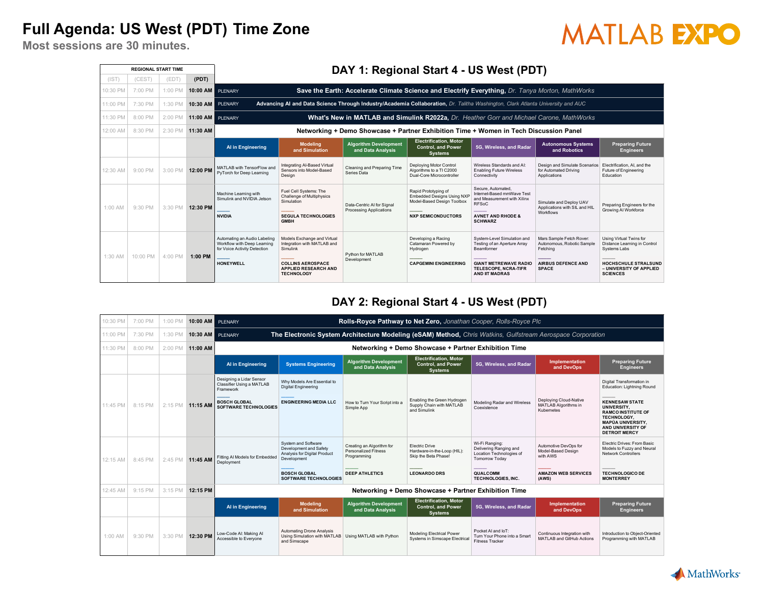# Full Agenda: US West (PDT) Time Zone

**Most sessions are 30 minutes.**

MATLAB EXPO

## DAY 1: Regional Start 4 - US West (PDT)

| REGIONAL START TIME | | | | |
|---|---|---|---|---|
| (IST) | (CEST) | (EDT) | (PDT) | |
| 10:30 PM | 7:00 PM | 1:00 PM | **10:00 AM** | PLENARY **Save the Earth: Accelerate Climate Science and Electrify Everything,** *Dr. Tanya Morton, MathWorks* |
| 11:00 PM | 7:30 PM | 1:30 PM | **10:30 AM** | PLENARY **Advancing AI and Data Science Through Industry/Academia Collaboration,** *Dr. Talitha Washington, Clark Atlanta University and AUC* |
| 11:30 PM | 8:00 PM | 2:00 PM | **11:00 AM** | PLENARY **What's New in MATLAB and Simulink R2022a,** *Dr. Heather Gorr and Michael Carone, MathWorks* |
| 12:00 AM | 8:30 PM | 2:30 PM | **11:30 AM** | **Networking + Demo Showcase + Partner Exhibition Time + Women in Tech Discussion Panel** |

| (IST) | (CEST) | (EDT) | (PDT) | AI in Engineering | Modeling and Simulation | Algorithm Development and Data Analysis | Electrification, Motor Control, and Power Systems | 5G, Wireless, and Radar | Autonomous Systems and Robotics | Preparing Future Engineers |
|---|---|---|---|---|---|---|---|---|---|---|
| 12:30 AM | 9:00 PM | 3:00 PM | **12:00 PM** | MATLAB with TensorFlow and PyTorch for Deep Learning | Integrating AI-Based Virtual Sensors into Model-Based Design | Cleaning and Preparing Time Series Data | Deploying Motor Control Algorithms to a TI C2000 Dual-Core Microcontroller | Wireless Standards and AI: Enabling Future Wireless Connectivity | Design and Simulate Scenarios for Automated Driving Applications | Electrification, AI, and the Future of Engineering Education |
| 1:00 AM | 9:30 PM | 3:30 PM | **12:30 PM** | Machine Learning with Simulink and NVIDIA Jetson **NVIDIA** | Fuel Cell Systems: The Challenge of Multiphysics Simulation **SEGULA TECHNOLOGIES GMBH** | Data-Centric AI for Signal Processing Applications | Rapid Prototyping of Embedded Designs Using NXP Model-Based Design Toolbox **NXP SEMICONDUCTORS** | Secure, Automated, Internet-Based mmWave Test and Measurement with Xilinx RFSoC **AVNET AND RHODE & SCHWARZ** | Simulate and Deploy UAV Applications with SIL and HIL Workflows | Preparing Engineers for the Growing AI Workforce |
| 1:30 AM | 10:00 PM | 4:00 PM | **1:00 PM** | Automating an Audio Labeling Workflow with Deep Learning for Voice Activity Detection **HONEYWELL** | Models Exchange and Virtual Integration with MATLAB and Simulink **COLLINS AEROSPACE APPLIED RESEARCH AND TECHNOLOGY** | Python for MATLAB Development | Developing a Racing Catamaran Powered by Hydrogen **CAPGEMINI ENGINEERING** | System-Level Simulation and Testing of an Aperture Array Beamformer **GIANT METREWAVE RADIO TELESCOPE, NCRA-TIFR AND IIT MADRAS** | Mars Sample Fetch Rover: Autonomous, Robotic Sample Fetching **AIRBUS DEFENCE AND SPACE** | Using Virtual Twins for Distance Learning in Control Systems Labs **HOCHSCHULE STRALSUND – UNIVERSITY OF APPLIED SCIENCES** |

## DAY 2: Regional Start 4 - US West (PDT)

| (IST) | (CEST) | (EDT) | (PDT) | |
|---|---|---|---|---|
| 10:30 PM | 7:00 PM | 1:00 PM | **10:00 AM** | PLENARY **Rolls-Royce Pathway to Net Zero,** *Jonathan Cooper, Rolls-Royce Plc* |
| 11:00 PM | 7:30 PM | 1:30 PM | **10:30 AM** | PLENARY **The Electronic System Architecture Modeling (eSAM) Method,** *Chris Watkins, Gulfstream Aerospace Corporation* |
| 11:30 PM | 8:00 PM | 2:00 PM | **11:00 AM** | **Networking + Demo Showcase + Partner Exhibition Time** |

| (IST) | (CEST) | (EDT) | (PDT) | AI in Engineering | Systems Engineering | Algorithm Development and Data Analysis | Electrification, Motor Control, and Power Systems | 5G, Wireless, and Radar | Implementation and DevOps | Preparing Future Engineers |
|---|---|---|---|---|---|---|---|---|---|---|
| 11:45 PM | 8:15 PM | 2:15 PM | **11:15 AM** | Designing a Lidar Sensor Classifier Using a MATLAB Framework **BOSCH GLOBAL SOFTWARE TECHNOLOGIES** | Why Models Are Essential to Digital Engineering **ENGINEERING MEDIA LLC** | How to Turn Your Script into a Simple App | Enabling the Green Hydrogen Supply Chain with MATLAB and Simulink | Modeling Radar and Wireless Coexistence | Deploying Cloud-Native MATLAB Algorithms in Kubernetes | Digital Transformation in Education: Lightning Round **KENNESAW STATE UNIVERSITY, RAMCO INSTITUTE OF TECHNOLOGY, MAPÚA UNIVERSITY, AND UNIVERSITY OF DETROIT MERCY** |
| 12:15 AM | 8:45 PM | 2:45 PM | **11:45 AM** | Fitting AI Models for Embedded Deployment | System and Software Development and Safety Analysis for Digital Product Development **BOSCH GLOBAL SOFTWARE TECHNOLOGIES** | Creating an Algorithm for Personalized Fitness Programming **DEEP ATHLETICS** | Electric Drive Hardware-in-the-Loop (HIL): Skip the Beta Phase! **LEONARDO DRS** | Wi-Fi Ranging: Delivering Ranging and Location Technologies of Tomorrow Today **QUALCOMM TECHNOLOGIES, INC.** | Automotive DevOps for Model-Based Design with AWS **AMAZON WEB SERVICES (AWS)** | Electric Drives: From Basic Models to Fuzzy and Neural Network Controllers **TECHNOLOGICO DE MONTERREY** |
| 12:45 AM | 9:15 PM | 3:15 PM | **12:15 PM** | **Networking + Demo Showcase + Partner Exhibition Time** | | | | | | |

| (IST) | (CEST) | (EDT) | (PDT) | AI in Engineering | Modeling and Simulation | Algorithm Development and Data Analysis | Electrification, Motor Control, and Power Systems | 5G, Wireless, and Radar | Implementation and DevOps | Preparing Future Engineers |
|---|---|---|---|---|---|---|---|---|---|---|
| 1:00 AM | 9:30 PM | 3:30 PM | **12:30 PM** | Low-Code AI: Making AI Accessible to Everyone | Automating Drone Analysis Using Simulation with MATLAB and Simscape | Using MATLAB with Python | Modeling Electrical Power Systems in Simscape Electrical | Pocket AI and IoT: Turn Your Phone into a Smart Fitness Tracker | Continuous Integration with MATLAB and GitHub Actions | Introduction to Object-Oriented Programming with MATLAB |

MathWorks